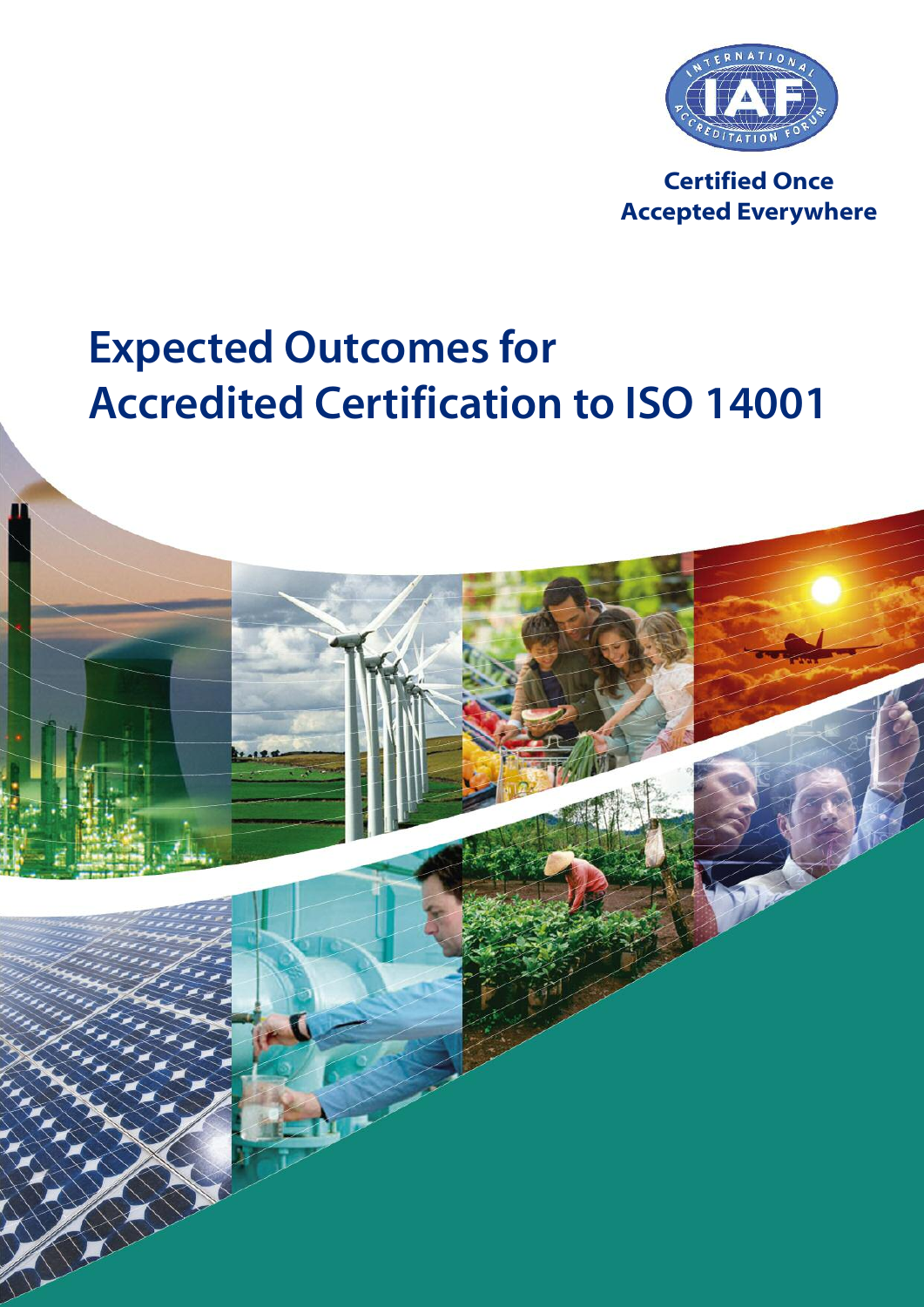INTERNATIONAL ACCREDITATION FORUM

IAF

**Certified Once**
**Accepted Everywhere**

# Expected Outcomes for Accredited Certification to ISO 14001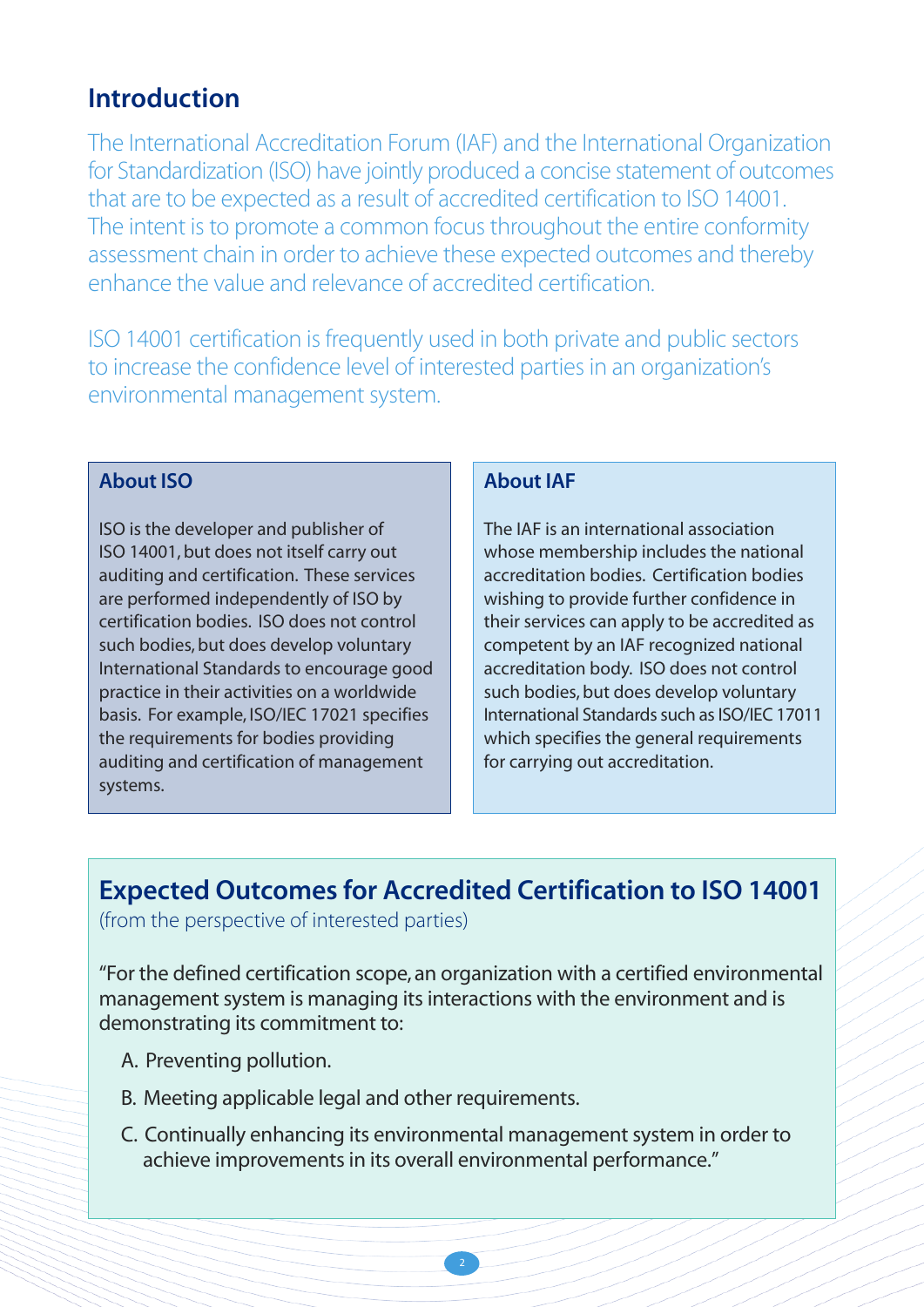# Introduction

The International Accreditation Forum (IAF) and the International Organization for Standardization (ISO) have jointly produced a concise statement of outcomes that are to be expected as a result of accredited certification to ISO 14001. The intent is to promote a common focus throughout the entire conformity assessment chain in order to achieve these expected outcomes and thereby enhance the value and relevance of accredited certification.

ISO 14001 certification is frequently used in both private and public sectors to increase the confidence level of interested parties in an organization's environmental management system.

## About ISO

ISO is the developer and publisher of ISO 14001, but does not itself carry out auditing and certification. These services are performed independently of ISO by certification bodies. ISO does not control such bodies, but does develop voluntary International Standards to encourage good practice in their activities on a worldwide basis. For example, ISO/IEC 17021 specifies the requirements for bodies providing auditing and certification of management systems.

## About IAF

The IAF is an international association whose membership includes the national accreditation bodies. Certification bodies wishing to provide further confidence in their services can apply to be accredited as competent by an IAF recognized national accreditation body. ISO does not control such bodies, but does develop voluntary International Standards such as ISO/IEC 17011 which specifies the general requirements for carrying out accreditation.

## Expected Outcomes for Accredited Certification to ISO 14001

(from the perspective of interested parties)

"For the defined certification scope, an organization with a certified environmental management system is managing its interactions with the environment and is demonstrating its commitment to:

A. Preventing pollution.

B. Meeting applicable legal and other requirements.

C. Continually enhancing its environmental management system in order to achieve improvements in its overall environmental performance."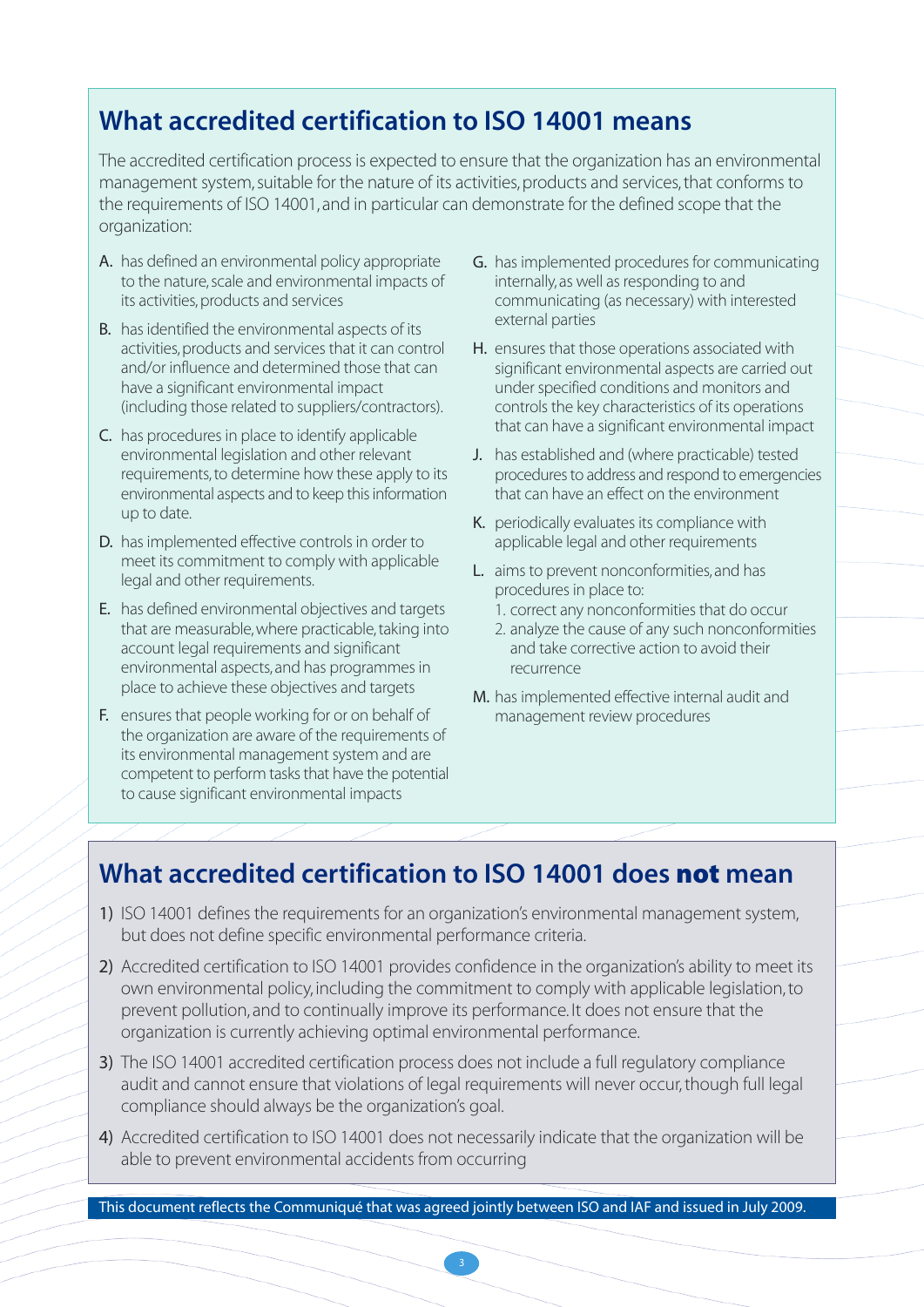## What accredited certification to ISO 14001 means

The accredited certification process is expected to ensure that the organization has an environmental management system, suitable for the nature of its activities, products and services, that conforms to the requirements of ISO 14001, and in particular can demonstrate for the defined scope that the organization:

- **A.** has defined an environmental policy appropriate to the nature, scale and environmental impacts of its activities, products and services
- **B.** has identified the environmental aspects of its activities, products and services that it can control and/or influence and determined those that can have a significant environmental impact (including those related to suppliers/contractors).
- **C.** has procedures in place to identify applicable environmental legislation and other relevant requirements, to determine how these apply to its environmental aspects and to keep this information up to date.
- **D.** has implemented effective controls in order to meet its commitment to comply with applicable legal and other requirements.
- **E.** has defined environmental objectives and targets that are measurable, where practicable, taking into account legal requirements and significant environmental aspects, and has programmes in place to achieve these objectives and targets
- **F.** ensures that people working for or on behalf of the organization are aware of the requirements of its environmental management system and are competent to perform tasks that have the potential to cause significant environmental impacts
- **G.** has implemented procedures for communicating internally, as well as responding to and communicating (as necessary) with interested external parties
- **H.** ensures that those operations associated with significant environmental aspects are carried out under specified conditions and monitors and controls the key characteristics of its operations that can have a significant environmental impact
- **J.** has established and (where practicable) tested procedures to address and respond to emergencies that can have an effect on the environment
- **K.** periodically evaluates its compliance with applicable legal and other requirements
- **L.** aims to prevent nonconformities, and has procedures in place to:
  1. correct any nonconformities that do occur
  2. analyze the cause of any such nonconformities and take corrective action to avoid their recurrence
- **M.** has implemented effective internal audit and management review procedures

## What accredited certification to ISO 14001 does **not** mean

1) ISO 14001 defines the requirements for an organization's environmental management system, but does not define specific environmental performance criteria.
2) Accredited certification to ISO 14001 provides confidence in the organization's ability to meet its own environmental policy, including the commitment to comply with applicable legislation, to prevent pollution, and to continually improve its performance. It does not ensure that the organization is currently achieving optimal environmental performance.
3) The ISO 14001 accredited certification process does not include a full regulatory compliance audit and cannot ensure that violations of legal requirements will never occur, though full legal compliance should always be the organization's goal.
4) Accredited certification to ISO 14001 does not necessarily indicate that the organization will be able to prevent environmental accidents from occurring

This document reflects the Communiqué that was agreed jointly between ISO and IAF and issued in July 2009.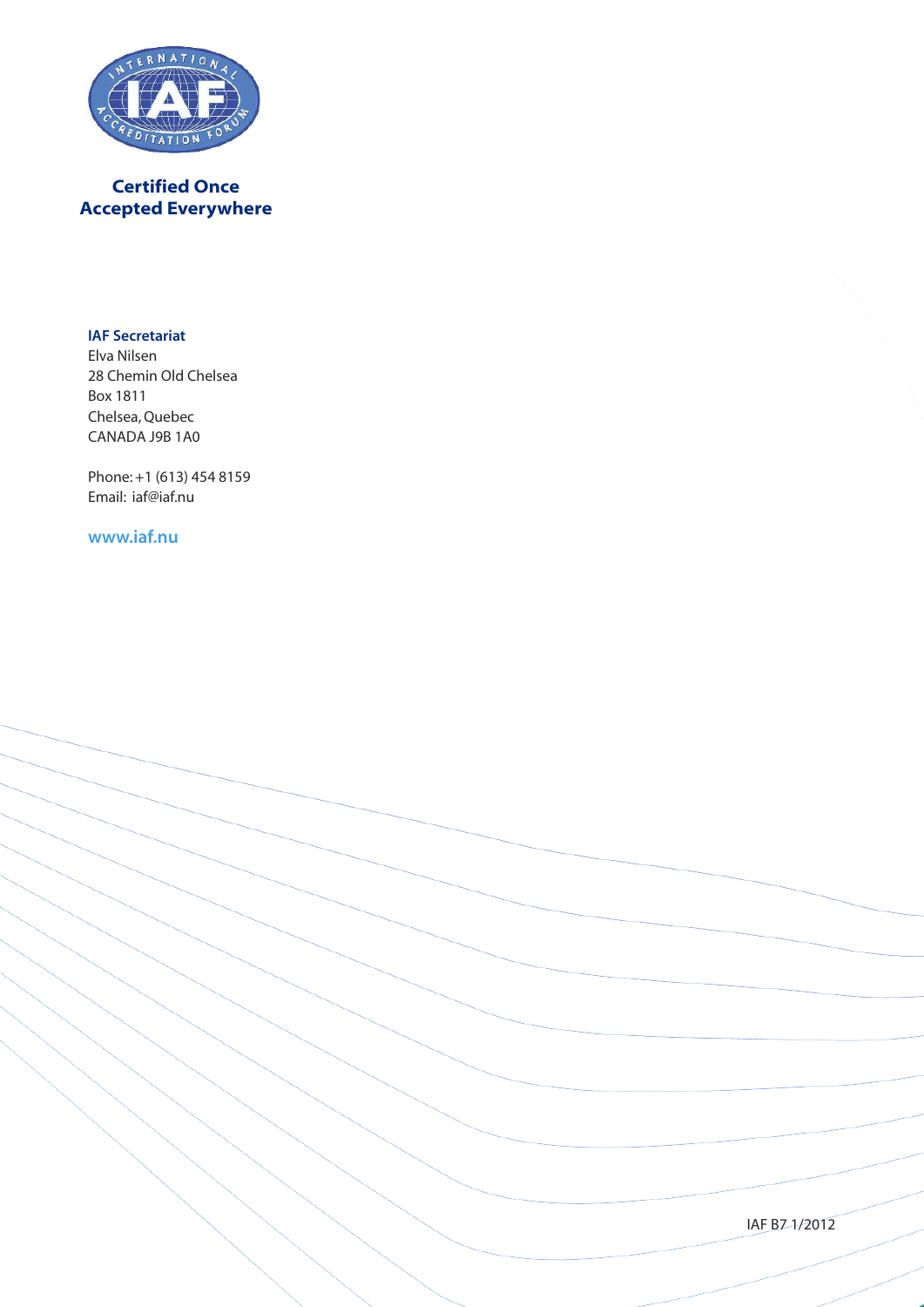Certified Once
Accepted Everywhere

**IAF Secretariat**
Elva Nilsen
28 Chemin Old Chelsea
Box 1811
Chelsea, Quebec
CANADA J9B 1A0

Phone: +1 (613) 454 8159
Email: iaf@iaf.nu

www.iaf.nu

IAF B7 1/2012